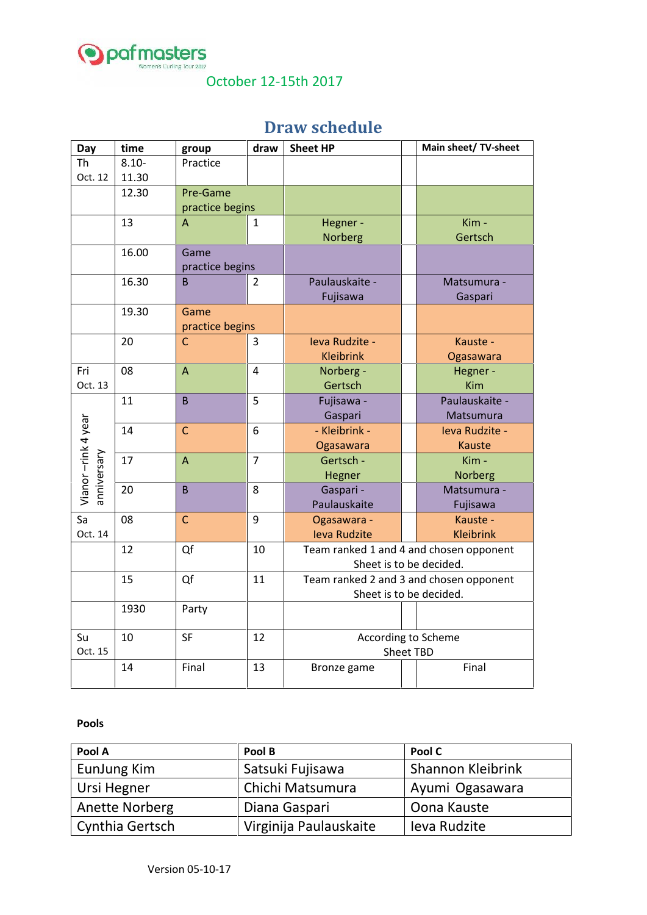pafmasters

Women's Curling Tour 2017

October 12-15th 2017

# Draw schedule

| Day | time | group | draw | Sheet HP | | Main sheet/ TV-sheet |
|---|---|---|---|---|---|---|
| Th Oct. 12 | 8.10-11.30 | Practice | | | | |
| | 12.30 | Pre-Game practice begins | | | | |
| | 13 | A | 1 | Hegner - Norberg | | Kim - Gertsch |
| | 16.00 | Game practice begins | | | | |
| | 16.30 | B | 2 | Paulauskaite - Fujisawa | | Matsumura - Gaspari |
| | 19.30 | Game practice begins | | | | |
| | 20 | C | 3 | Ieva Rudzite - Kleibrink | | Kauste - Ogasawara |
| Fri Oct. 13 | 08 | A | 4 | Norberg - Gertsch | | Hegner - Kim |
| Vianor –rink 4 year anniversary | 11 | B | 5 | Fujisawa - Gaspari | | Paulauskaite - Matsumura |
| | 14 | C | 6 | - Kleibrink - Ogasawara | | Ieva Rudzite - Kauste |
| | 17 | A | 7 | Gertsch - Hegner | | Kim - Norberg |
| | 20 | B | 8 | Gaspari - Paulauskaite | | Matsumura - Fujisawa |
| Sa Oct. 14 | 08 | C | 9 | Ogasawara - Ieva Rudzite | | Kauste - Kleibrink |
| | 12 | Qf | 10 | Team ranked 1 and 4 and chosen opponent Sheet is to be decided. | | |
| | 15 | Qf | 11 | Team ranked 2 and 3 and chosen opponent Sheet is to be decided. | | |
| | 1930 | Party | | | | |
| Su Oct. 15 | 10 | SF | 12 | According to Scheme Sheet TBD | | |
| | 14 | Final | 13 | Bronze game | | Final |

**Pools**

| Pool A | Pool B | Pool C |
|---|---|---|
| EunJung Kim | Satsuki Fujisawa | Shannon Kleibrink |
| Ursi Hegner | Chichi Matsumura | Ayumi Ogasawara |
| Anette Norberg | Diana Gaspari | Oona Kauste |
| Cynthia Gertsch | Virginija Paulauskaite | Ieva Rudzite |

Version 05-10-17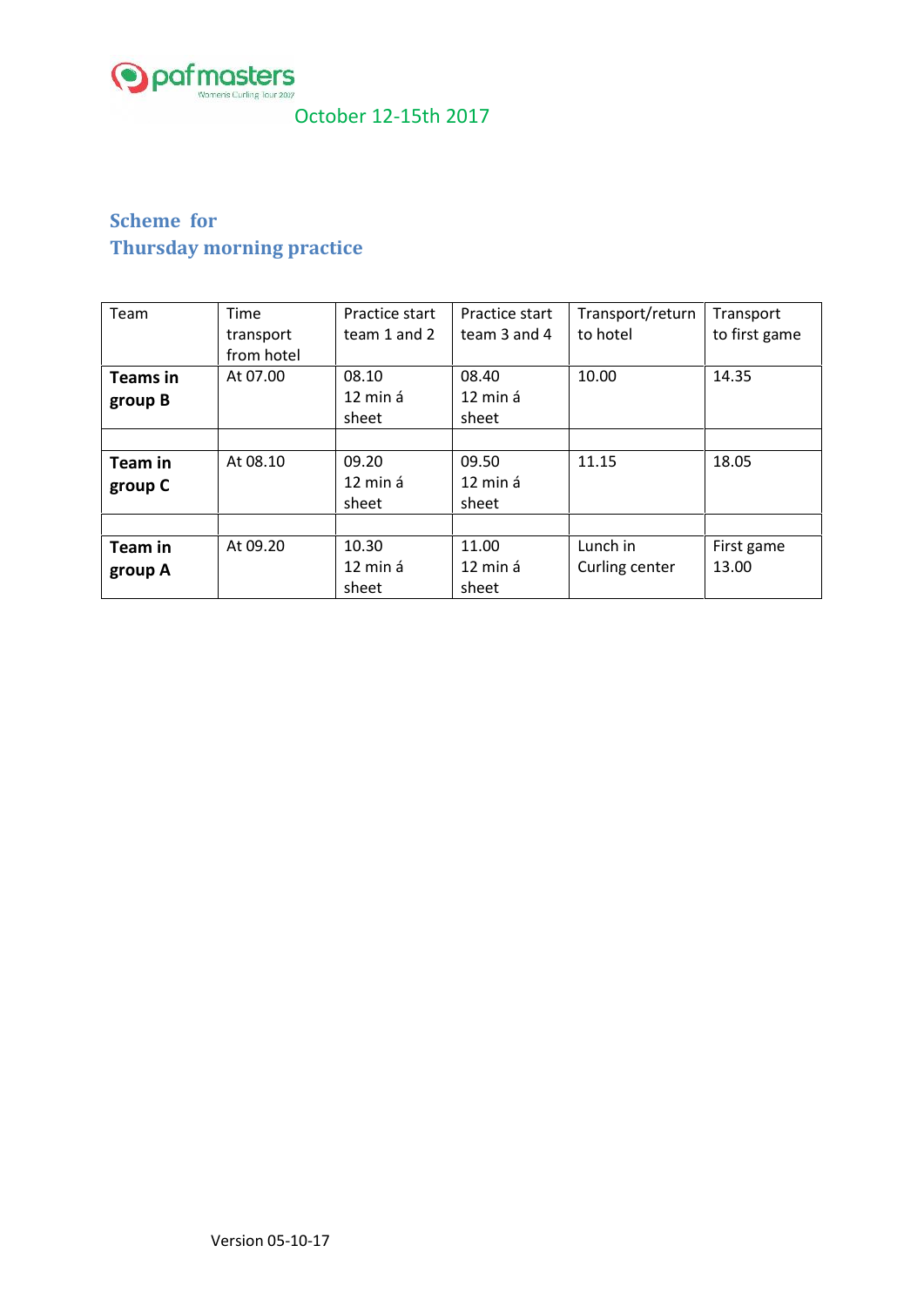October 12-15th 2017

## Scheme for
## Thursday morning practice

| Team | Time transport from hotel | Practice start team 1 and 2 | Practice start team 3 and 4 | Transport/return to hotel | Transport to first game |
|---|---|---|---|---|---|
| **Teams in group B** | At 07.00 | 08.10 12 min á sheet | 08.40 12 min á sheet | 10.00 | 14.35 |
| | | | | | |
| **Team in group C** | At 08.10 | 09.20 12 min á sheet | 09.50 12 min á sheet | 11.15 | 18.05 |
| | | | | | |
| **Team in group A** | At 09.20 | 10.30 12 min á sheet | 11.00 12 min á sheet | Lunch in Curling center | First game 13.00 |

Version 05-10-17